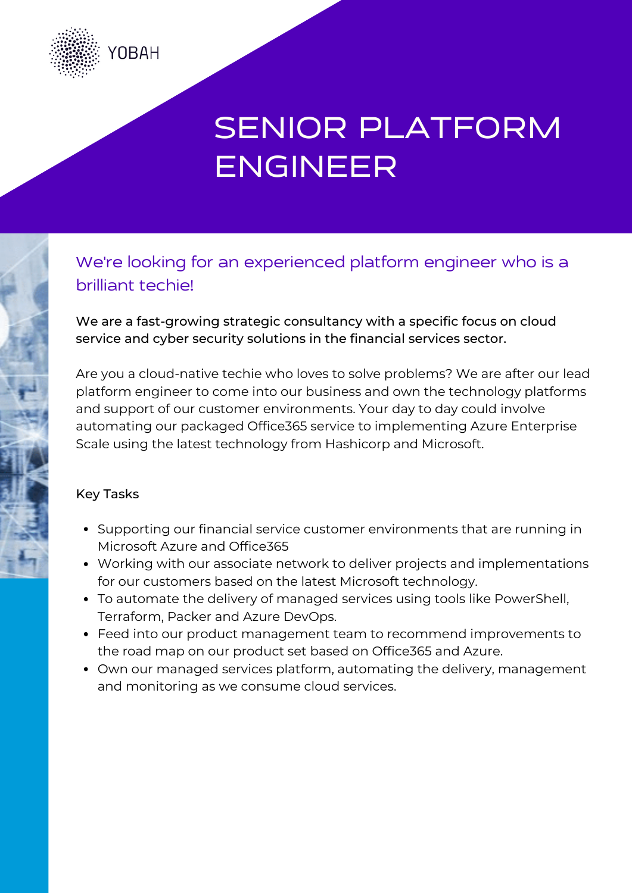YOBAH

# SENIOR PLATFORM ENGINEER

## We're looking for an experienced platform engineer who is a brilliant techie!

We are a fast-growing strategic consultancy with a specific focus on cloud service and cyber security solutions in the financial services sector.

Are you a cloud-native techie who loves to solve problems? We are after our lead platform engineer to come into our business and own the technology platforms and support of our customer environments. Your day to day could involve automating our packaged Office365 service to implementing Azure Enterprise Scale using the latest technology from Hashicorp and Microsoft.

### Key Tasks

- Supporting our financial service customer environments that are running in Microsoft Azure and Office365
- Working with our associate network to deliver projects and implementations for our customers based on the latest Microsoft technology.
- To automate the delivery of managed services using tools like PowerShell, Terraform, Packer and Azure DevOps.
- Feed into our product management team to recommend improvements to the road map on our product set based on Office365 and Azure.
- Own our managed services platform, automating the delivery, management and monitoring as we consume cloud services.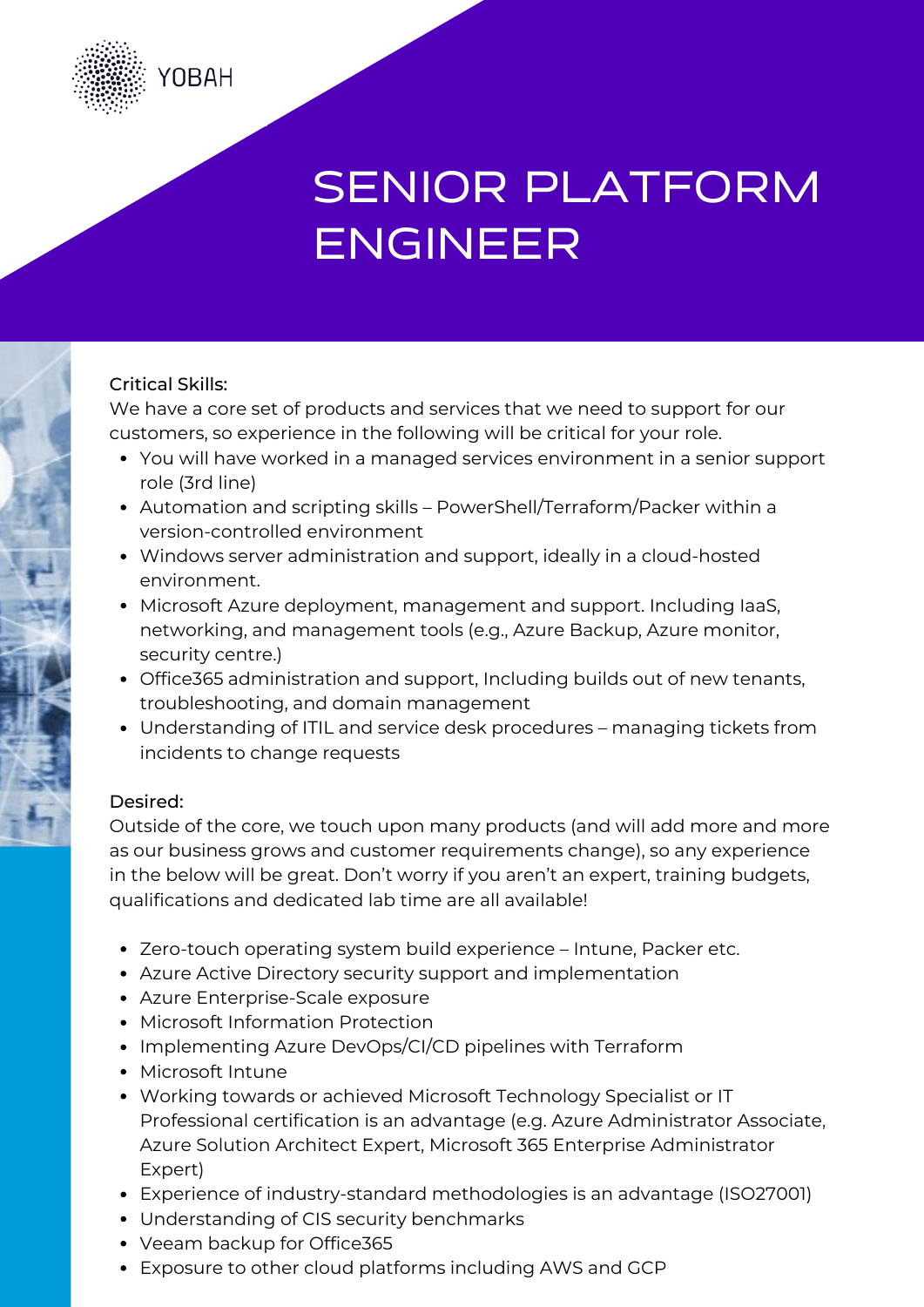YOBAH

# SENIOR PLATFORM ENGINEER

Critical Skills:

We have a core set of products and services that we need to support for our customers, so experience in the following will be critical for your role.

- You will have worked in a managed services environment in a senior support role (3rd line)
- Automation and scripting skills – PowerShell/Terraform/Packer within a version-controlled environment
- Windows server administration and support, ideally in a cloud-hosted environment.
- Microsoft Azure deployment, management and support. Including IaaS, networking, and management tools (e.g., Azure Backup, Azure monitor, security centre.)
- Office365 administration and support, Including builds out of new tenants, troubleshooting, and domain management
- Understanding of ITIL and service desk procedures – managing tickets from incidents to change requests

Desired:

Outside of the core, we touch upon many products (and will add more and more as our business grows and customer requirements change), so any experience in the below will be great. Don't worry if you aren't an expert, training budgets, qualifications and dedicated lab time are all available!

- Zero-touch operating system build experience – Intune, Packer etc.
- Azure Active Directory security support and implementation
- Azure Enterprise-Scale exposure
- Microsoft Information Protection
- Implementing Azure DevOps/CI/CD pipelines with Terraform
- Microsoft Intune
- Working towards or achieved Microsoft Technology Specialist or IT Professional certification is an advantage (e.g. Azure Administrator Associate, Azure Solution Architect Expert, Microsoft 365 Enterprise Administrator Expert)
- Experience of industry-standard methodologies is an advantage (ISO27001)
- Understanding of CIS security benchmarks
- Veeam backup for Office365
- Exposure to other cloud platforms including AWS and GCP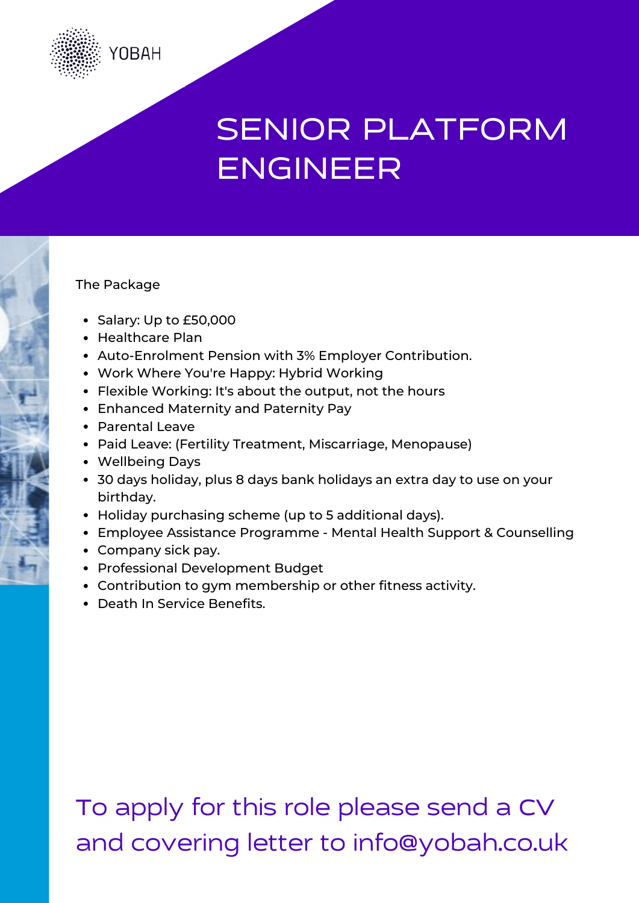YOBAH

# SENIOR PLATFORM ENGINEER

The Package

- Salary: Up to £50,000
- Healthcare Plan
- Auto-Enrolment Pension with 3% Employer Contribution.
- Work Where You're Happy: Hybrid Working
- Flexible Working: It's about the output, not the hours
- Enhanced Maternity and Paternity Pay
- Parental Leave
- Paid Leave: (Fertility Treatment, Miscarriage, Menopause)
- Wellbeing Days
- 30 days holiday, plus 8 days bank holidays an extra day to use on your birthday.
- Holiday purchasing scheme (up to 5 additional days).
- Employee Assistance Programme - Mental Health Support & Counselling
- Company sick pay.
- Professional Development Budget
- Contribution to gym membership or other fitness activity.
- Death In Service Benefits.

To apply for this role please send a CV and covering letter to info@yobah.co.uk